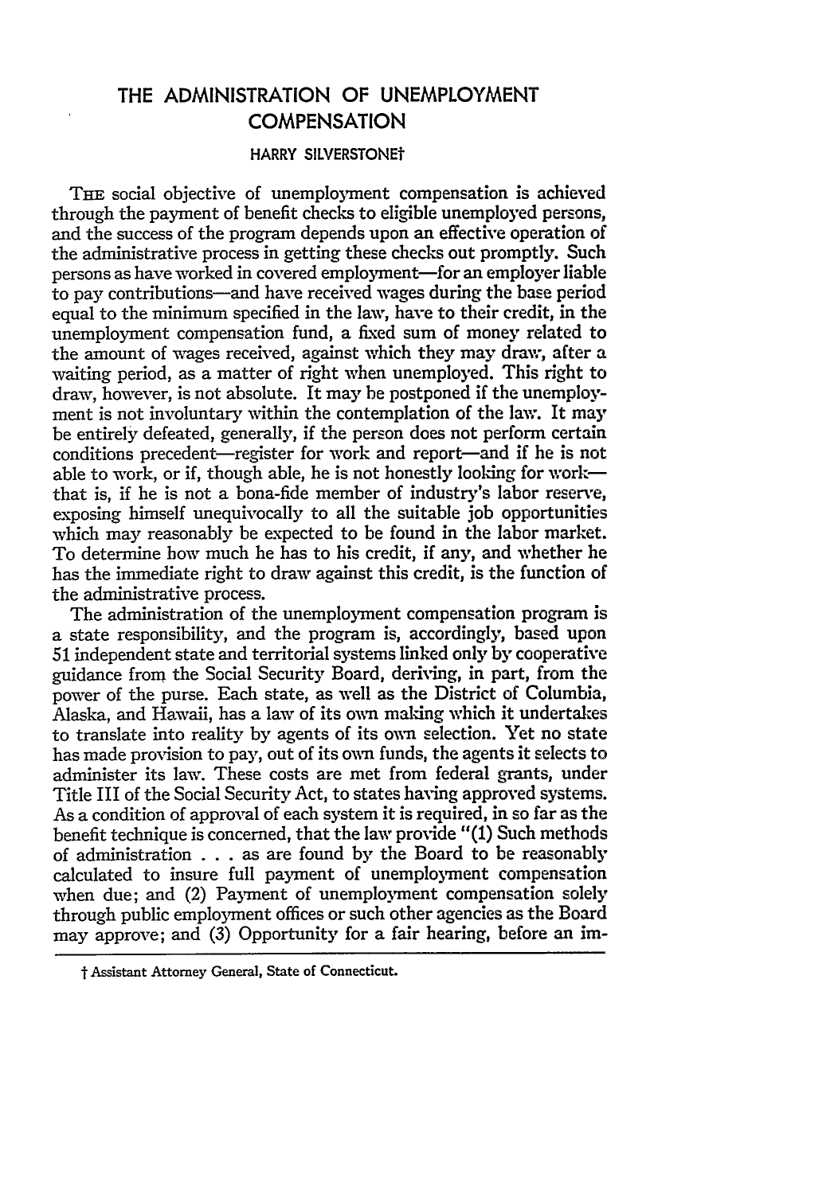# THE ADMINISTRATION OF UNEMPLOYMENT COMPENSATION

HARRY SILVERSTONE†

THE social objective of unemployment compensation is achieved through the payment of benefit checks to eligible unemployed persons, and the success of the program depends upon an effective operation of the administrative process in getting these checks out promptly. Such persons as have worked in covered employment—for an employer liable to pay contributions—and have received wages during the base period equal to the minimum specified in the law, have to their credit, in the unemployment compensation fund, a fixed sum of money related to the amount of wages received, against which they may draw, after a waiting period, as a matter of right when unemployed. This right to draw, however, is not absolute. It may be postponed if the unemployment is not involuntary within the contemplation of the law. It may be entirely defeated, generally, if the person does not perform certain conditions precedent—register for work and report—and if he is not able to work, or if, though able, he is not honestly looking for work—that is, if he is not a bona-fide member of industry's labor reserve, exposing himself unequivocally to all the suitable job opportunities which may reasonably be expected to be found in the labor market. To determine how much he has to his credit, if any, and whether he has the immediate right to draw against this credit, is the function of the administrative process.

The administration of the unemployment compensation program is a state responsibility, and the program is, accordingly, based upon 51 independent state and territorial systems linked only by cooperative guidance from the Social Security Board, deriving, in part, from the power of the purse. Each state, as well as the District of Columbia, Alaska, and Hawaii, has a law of its own making which it undertakes to translate into reality by agents of its own selection. Yet no state has made provision to pay, out of its own funds, the agents it selects to administer its law. These costs are met from federal grants, under Title III of the Social Security Act, to states having approved systems. As a condition of approval of each system it is required, in so far as the benefit technique is concerned, that the law provide "(1) Such methods of administration . . . as are found by the Board to be reasonably calculated to insure full payment of unemployment compensation when due; and (2) Payment of unemployment compensation solely through public employment offices or such other agencies as the Board may approve; and (3) Opportunity for a fair hearing, before an im-

† Assistant Attorney General, State of Connecticut.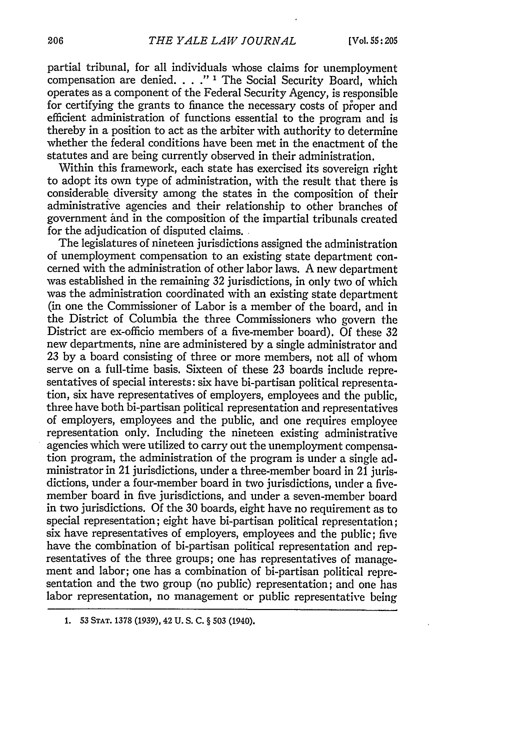partial tribunal, for all individuals whose claims for unemployment compensation are denied. . . ."[1] The Social Security Board, which operates as a component of the Federal Security Agency, is responsible for certifying the grants to finance the necessary costs of proper and efficient administration of functions essential to the program and is thereby in a position to act as the arbiter with authority to determine whether the federal conditions have been met in the enactment of the statutes and are being currently observed in their administration.

Within this framework, each state has exercised its sovereign right to adopt its own type of administration, with the result that there is considerable diversity among the states in the composition of their administrative agencies and their relationship to other branches of government and in the composition of the impartial tribunals created for the adjudication of disputed claims.

The legislatures of nineteen jurisdictions assigned the administration of unemployment compensation to an existing state department concerned with the administration of other labor laws. A new department was established in the remaining 32 jurisdictions, in only two of which was the administration coordinated with an existing state department (in one the Commissioner of Labor is a member of the board, and in the District of Columbia the three Commissioners who govern the District are ex-officio members of a five-member board). Of these 32 new departments, nine are administered by a single administrator and 23 by a board consisting of three or more members, not all of whom serve on a full-time basis. Sixteen of these 23 boards include representatives of special interests: six have bi-partisan political representation, six have representatives of employers, employees and the public, three have both bi-partisan political representation and representatives of employers, employees and the public, and one requires employee representation only. Including the nineteen existing administrative agencies which were utilized to carry out the unemployment compensation program, the administration of the program is under a single administrator in 21 jurisdictions, under a three-member board in 21 jurisdictions, under a four-member board in two jurisdictions, under a five-member board in five jurisdictions, and under a seven-member board in two jurisdictions. Of the 30 boards, eight have no requirement as to special representation; eight have bi-partisan political representation; six have representatives of employers, employees and the public; five have the combination of bi-partisan political representation and representatives of the three groups; one has representatives of management and labor; one has a combination of bi-partisan political representation and the two group (no public) representation; and one has labor representation, no management or public representative being

1. 53 STAT. 1378 (1939), 42 U. S. C. § 503 (1940).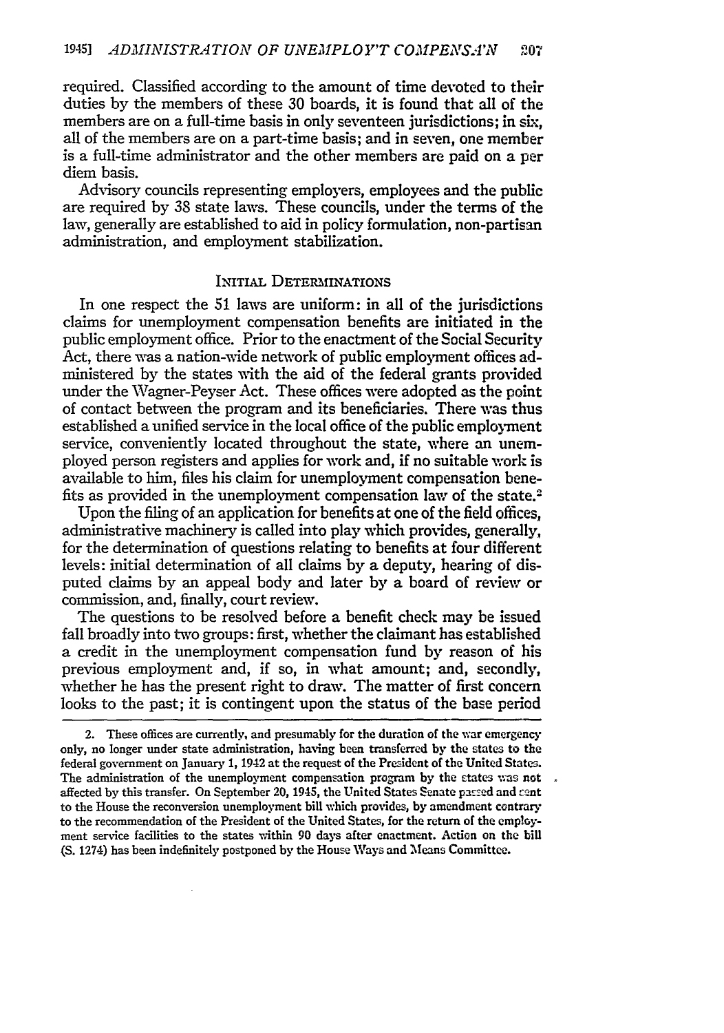required. Classified according to the amount of time devoted to their duties by the members of these 30 boards, it is found that all of the members are on a full-time basis in only seventeen jurisdictions; in six, all of the members are on a part-time basis; and in seven, one member is a full-time administrator and the other members are paid on a per diem basis.

Advisory councils representing employers, employees and the public are required by 38 state laws. These councils, under the terms of the law, generally are established to aid in policy formulation, non-partisan administration, and employment stabilization.

## INITIAL DETERMINATIONS

In one respect the 51 laws are uniform: in all of the jurisdictions claims for unemployment compensation benefits are initiated in the public employment office. Prior to the enactment of the Social Security Act, there was a nation-wide network of public employment offices administered by the states with the aid of the federal grants provided under the Wagner-Peyser Act. These offices were adopted as the point of contact between the program and its beneficiaries. There was thus established a unified service in the local office of the public employment service, conveniently located throughout the state, where an unemployed person registers and applies for work and, if no suitable work is available to him, files his claim for unemployment compensation benefits as provided in the unemployment compensation law of the state.[2]

Upon the filing of an application for benefits at one of the field offices, administrative machinery is called into play which provides, generally, for the determination of questions relating to benefits at four different levels: initial determination of all claims by a deputy, hearing of disputed claims by an appeal body and later by a board of review or commission, and, finally, court review.

The questions to be resolved before a benefit check may be issued fall broadly into two groups: first, whether the claimant has established a credit in the unemployment compensation fund by reason of his previous employment and, if so, in what amount; and, secondly, whether he has the present right to draw. The matter of first concern looks to the past; it is contingent upon the status of the base period

---

2. These offices are currently, and presumably for the duration of the war emergency only, no longer under state administration, having been transferred by the states to the federal government on January 1, 1942 at the request of the President of the United States. The administration of the unemployment compensation program by the states was not affected by this transfer. On September 20, 1945, the United States Senate passed and sent to the House the reconversion unemployment bill which provides, by amendment contrary to the recommendation of the President of the United States, for the return of the employment service facilities to the states within 90 days after enactment. Action on the bill (S. 1274) has been indefinitely postponed by the House Ways and Means Committee.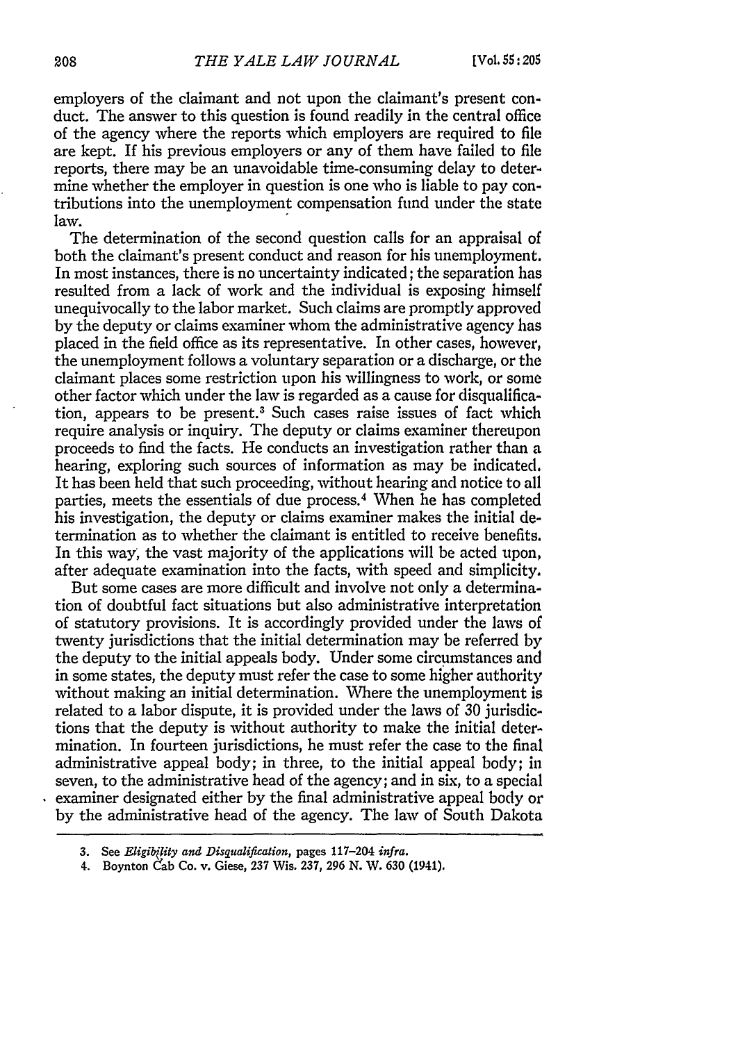employers of the claimant and not upon the claimant's present conduct. The answer to this question is found readily in the central office of the agency where the reports which employers are required to file are kept. If his previous employers or any of them have failed to file reports, there may be an unavoidable time-consuming delay to determine whether the employer in question is one who is liable to pay contributions into the unemployment compensation fund under the state law.

The determination of the second question calls for an appraisal of both the claimant's present conduct and reason for his unemployment. In most instances, there is no uncertainty indicated; the separation has resulted from a lack of work and the individual is exposing himself unequivocally to the labor market. Such claims are promptly approved by the deputy or claims examiner whom the administrative agency has placed in the field office as its representative. In other cases, however, the unemployment follows a voluntary separation or a discharge, or the claimant places some restriction upon his willingness to work, or some other factor which under the law is regarded as a cause for disqualification, appears to be present.[3] Such cases raise issues of fact which require analysis or inquiry. The deputy or claims examiner thereupon proceeds to find the facts. He conducts an investigation rather than a hearing, exploring such sources of information as may be indicated. It has been held that such proceeding, without hearing and notice to all parties, meets the essentials of due process.[4] When he has completed his investigation, the deputy or claims examiner makes the initial determination as to whether the claimant is entitled to receive benefits. In this way, the vast majority of the applications will be acted upon, after adequate examination into the facts, with speed and simplicity.

But some cases are more difficult and involve not only a determination of doubtful fact situations but also administrative interpretation of statutory provisions. It is accordingly provided under the laws of twenty jurisdictions that the initial determination may be referred by the deputy to the initial appeals body. Under some circumstances and in some states, the deputy must refer the case to some higher authority without making an initial determination. Where the unemployment is related to a labor dispute, it is provided under the laws of 30 jurisdictions that the deputy is without authority to make the initial determination. In fourteen jurisdictions, he must refer the case to the final administrative appeal body; in three, to the initial appeal body; in seven, to the administrative head of the agency; and in six, to a special examiner designated either by the final administrative appeal body or by the administrative head of the agency. The law of South Dakota

3. See *Eligibility and Disqualification*, pages 117-204 *infra*.

4. Boynton Cab Co. v. Giese, 237 Wis. 237, 296 N. W. 630 (1941).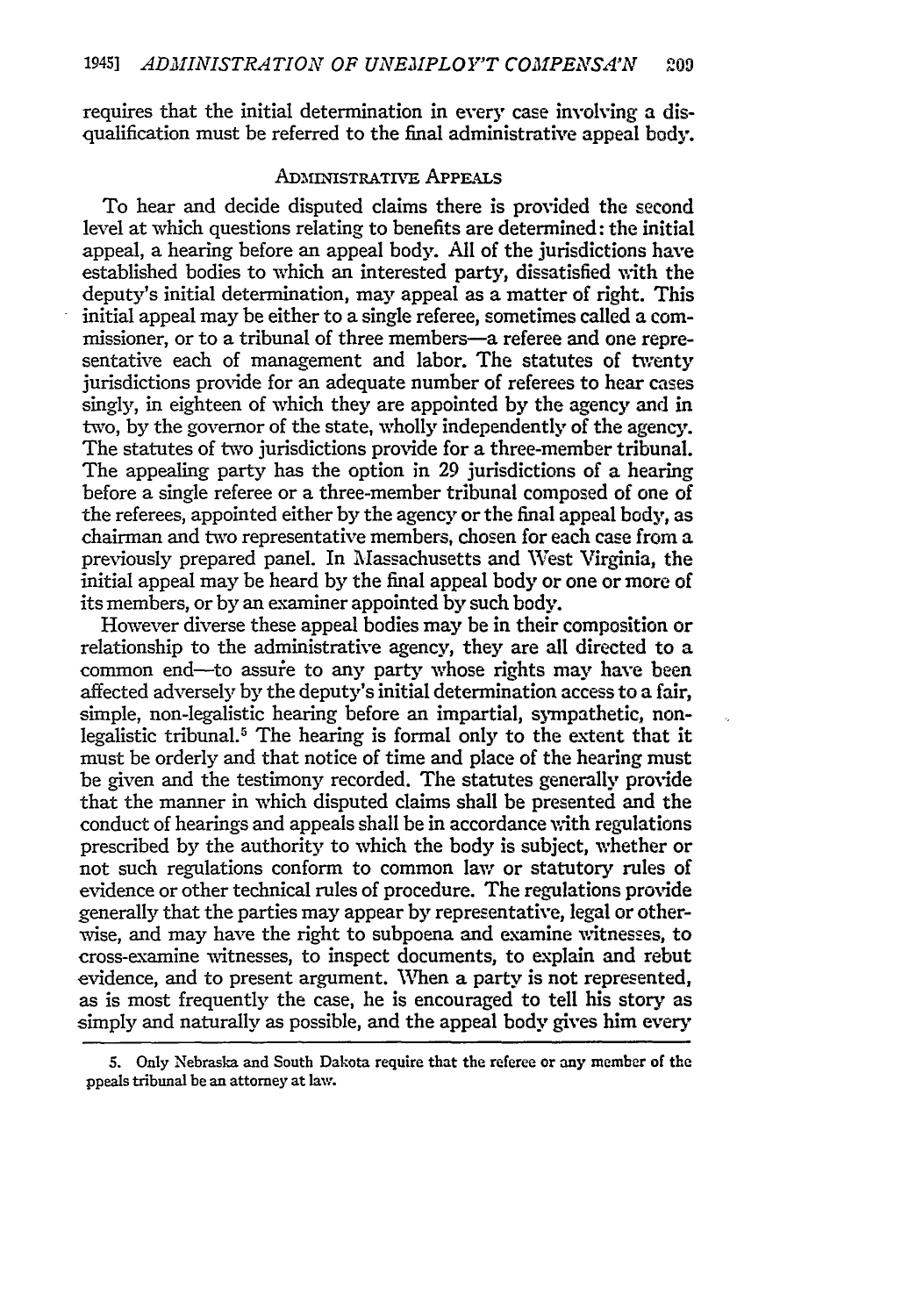requires that the initial determination in every case involving a disqualification must be referred to the final administrative appeal body.

## ADMINISTRATIVE APPEALS

To hear and decide disputed claims there is provided the second level at which questions relating to benefits are determined: the initial appeal, a hearing before an appeal body. All of the jurisdictions have established bodies to which an interested party, dissatisfied with the deputy's initial determination, may appeal as a matter of right. This initial appeal may be either to a single referee, sometimes called a commissioner, or to a tribunal of three members—a referee and one representative each of management and labor. The statutes of twenty jurisdictions provide for an adequate number of referees to hear cases singly, in eighteen of which they are appointed by the agency and in two, by the governor of the state, wholly independently of the agency. The statutes of two jurisdictions provide for a three-member tribunal. The appealing party has the option in 29 jurisdictions of a hearing before a single referee or a three-member tribunal composed of one of the referees, appointed either by the agency or the final appeal body, as chairman and two representative members, chosen for each case from a previously prepared panel. In Massachusetts and West Virginia, the initial appeal may be heard by the final appeal body or one or more of its members, or by an examiner appointed by such body.

However diverse these appeal bodies may be in their composition or relationship to the administrative agency, they are all directed to a common end—to assure to any party whose rights may have been affected adversely by the deputy's initial determination access to a fair, simple, non-legalistic hearing before an impartial, sympathetic, non-legalistic tribunal.[5] The hearing is formal only to the extent that it must be orderly and that notice of time and place of the hearing must be given and the testimony recorded. The statutes generally provide that the manner in which disputed claims shall be presented and the conduct of hearings and appeals shall be in accordance with regulations prescribed by the authority to which the body is subject, whether or not such regulations conform to common law or statutory rules of evidence or other technical rules of procedure. The regulations provide generally that the parties may appear by representative, legal or otherwise, and may have the right to subpoena and examine witnesses, to cross-examine witnesses, to inspect documents, to explain and rebut evidence, and to present argument. When a party is not represented, as is most frequently the case, he is encouraged to tell his story as simply and naturally as possible, and the appeal body gives him every

5. Only Nebraska and South Dakota require that the referee or any member of the ppeals tribunal be an attorney at law.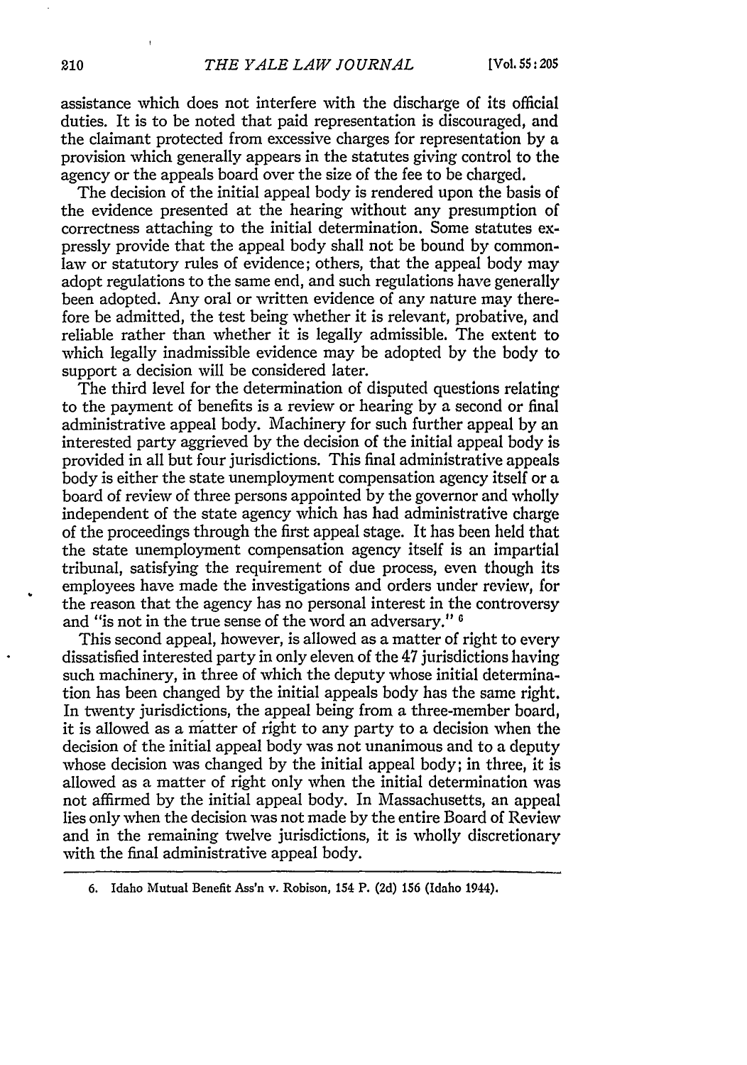assistance which does not interfere with the discharge of its official duties. It is to be noted that paid representation is discouraged, and the claimant protected from excessive charges for representation by a provision which generally appears in the statutes giving control to the agency or the appeals board over the size of the fee to be charged.

The decision of the initial appeal body is rendered upon the basis of the evidence presented at the hearing without any presumption of correctness attaching to the initial determination. Some statutes expressly provide that the appeal body shall not be bound by common-law or statutory rules of evidence; others, that the appeal body may adopt regulations to the same end, and such regulations have generally been adopted. Any oral or written evidence of any nature may therefore be admitted, the test being whether it is relevant, probative, and reliable rather than whether it is legally admissible. The extent to which legally inadmissible evidence may be adopted by the body to support a decision will be considered later.

The third level for the determination of disputed questions relating to the payment of benefits is a review or hearing by a second or final administrative appeal body. Machinery for such further appeal by an interested party aggrieved by the decision of the initial appeal body is provided in all but four jurisdictions. This final administrative appeals body is either the state unemployment compensation agency itself or a board of review of three persons appointed by the governor and wholly independent of the state agency which has had administrative charge of the proceedings through the first appeal stage. It has been held that the state unemployment compensation agency itself is an impartial tribunal, satisfying the requirement of due process, even though its employees have made the investigations and orders under review, for the reason that the agency has no personal interest in the controversy and "is not in the true sense of the word an adversary." [6]

This second appeal, however, is allowed as a matter of right to every dissatisfied interested party in only eleven of the 47 jurisdictions having such machinery, in three of which the deputy whose initial determination has been changed by the initial appeals body has the same right. In twenty jurisdictions, the appeal being from a three-member board, it is allowed as a matter of right to any party to a decision when the decision of the initial appeal body was not unanimous and to a deputy whose decision was changed by the initial appeal body; in three, it is allowed as a matter of right only when the initial determination was not affirmed by the initial appeal body. In Massachusetts, an appeal lies only when the decision was not made by the entire Board of Review and in the remaining twelve jurisdictions, it is wholly discretionary with the final administrative appeal body.

6. Idaho Mutual Benefit Ass'n v. Robison, 154 P. (2d) 156 (Idaho 1944).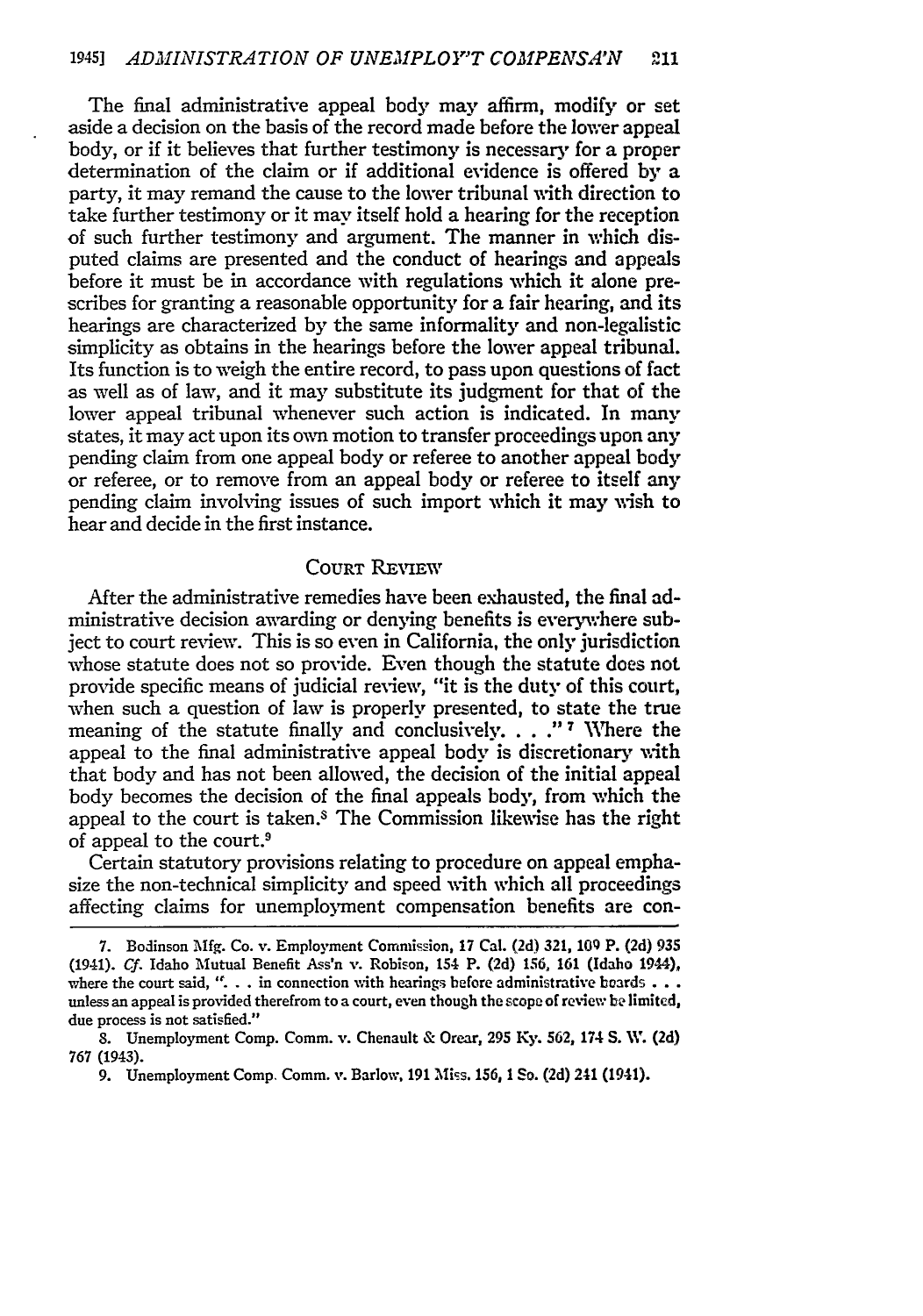The final administrative appeal body may affirm, modify or set aside a decision on the basis of the record made before the lower appeal body, or if it believes that further testimony is necessary for a proper determination of the claim or if additional evidence is offered by a party, it may remand the cause to the lower tribunal with direction to take further testimony or it may itself hold a hearing for the reception of such further testimony and argument. The manner in which disputed claims are presented and the conduct of hearings and appeals before it must be in accordance with regulations which it alone prescribes for granting a reasonable opportunity for a fair hearing, and its hearings are characterized by the same informality and non-legalistic simplicity as obtains in the hearings before the lower appeal tribunal. Its function is to weigh the entire record, to pass upon questions of fact as well as of law, and it may substitute its judgment for that of the lower appeal tribunal whenever such action is indicated. In many states, it may act upon its own motion to transfer proceedings upon any pending claim from one appeal body or referee to another appeal body or referee, or to remove from an appeal body or referee to itself any pending claim involving issues of such import which it may wish to hear and decide in the first instance.

## COURT REVIEW

After the administrative remedies have been exhausted, the final administrative decision awarding or denying benefits is everywhere subject to court review. This is so even in California, the only jurisdiction whose statute does not so provide. Even though the statute does not provide specific means of judicial review, "it is the duty of this court, when such a question of law is properly presented, to state the true meaning of the statute finally and conclusively. . . ."[7] Where the appeal to the final administrative appeal body is discretionary with that body and has not been allowed, the decision of the initial appeal body becomes the decision of the final appeals body, from which the appeal to the court is taken.[8] The Commission likewise has the right of appeal to the court.[9]

Certain statutory provisions relating to procedure on appeal emphasize the non-technical simplicity and speed with which all proceedings affecting claims for unemployment compensation benefits are con-

---

7. Bodinson Mfg. Co. v. Employment Commission, 17 Cal. (2d) 321, 109 P. (2d) 935 (1941). *Cf.* Idaho Mutual Benefit Ass'n v. Robison, 154 P. (2d) 156, 161 (Idaho 1944), where the court said, ". . . in connection with hearings before administrative boards . . . unless an appeal is provided therefrom to a court, even though the scope of review be limited, due process is not satisfied."

8. Unemployment Comp. Comm. v. Chenault & Orear, 295 Ky. 562, 174 S. W. (2d) 767 (1943).

9. Unemployment Comp. Comm. v. Barlow, 191 Miss. 156, 1 So. (2d) 241 (1941).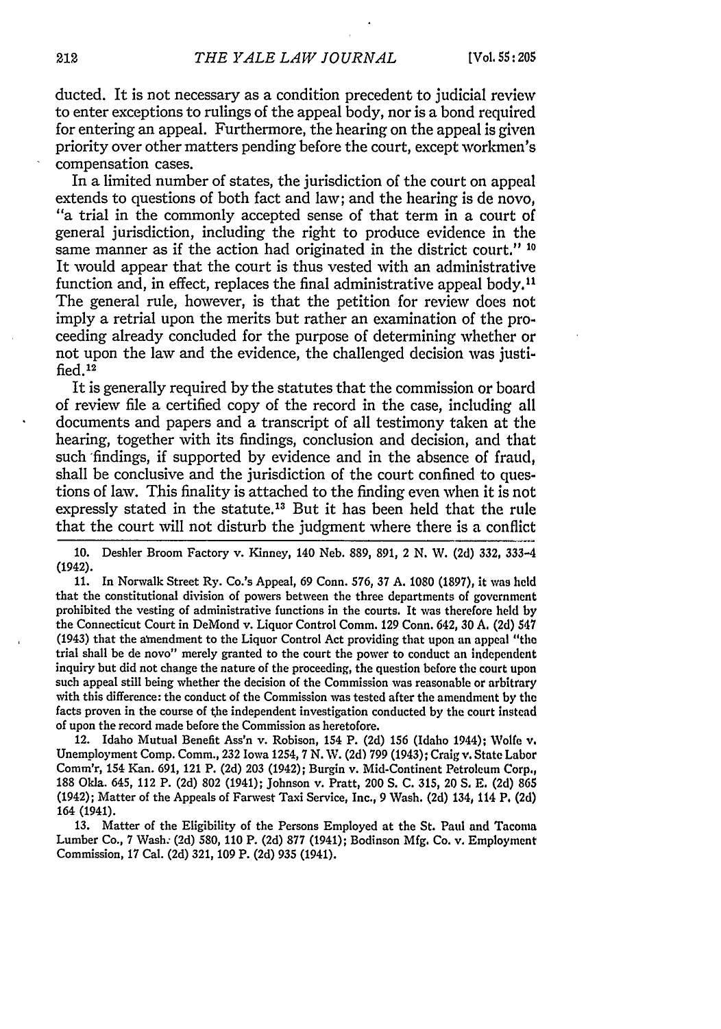ducted. It is not necessary as a condition precedent to judicial review to enter exceptions to rulings of the appeal body, nor is a bond required for entering an appeal. Furthermore, the hearing on the appeal is given priority over other matters pending before the court, except workmen's compensation cases.

In a limited number of states, the jurisdiction of the court on appeal extends to questions of both fact and law; and the hearing is de novo, "a trial in the commonly accepted sense of that term in a court of general jurisdiction, including the right to produce evidence in the same manner as if the action had originated in the district court." [10] It would appear that the court is thus vested with an administrative function and, in effect, replaces the final administrative appeal body.[11] The general rule, however, is that the petition for review does not imply a retrial upon the merits but rather an examination of the proceeding already concluded for the purpose of determining whether or not upon the law and the evidence, the challenged decision was justified.[12]

It is generally required by the statutes that the commission or board of review file a certified copy of the record in the case, including all documents and papers and a transcript of all testimony taken at the hearing, together with its findings, conclusion and decision, and that such findings, if supported by evidence and in the absence of fraud, shall be conclusive and the jurisdiction of the court confined to questions of law. This finality is attached to the finding even when it is not expressly stated in the statute.[13] But it has been held that the rule that the court will not disturb the judgment where there is a conflict

---

10. Deshler Broom Factory v. Kinney, 140 Neb. 889, 891, 2 N. W. (2d) 332, 333-4 (1942).

11. In Norwalk Street Ry. Co.'s Appeal, 69 Conn. 576, 37 A. 1080 (1897), it was held that the constitutional division of powers between the three departments of government prohibited the vesting of administrative functions in the courts. It was therefore held by the Connecticut Court in DeMond v. Liquor Control Comm. 129 Conn. 642, 30 A. (2d) 547 (1943) that the amendment to the Liquor Control Act providing that upon an appeal "the trial shall be de novo" merely granted to the court the power to conduct an independent inquiry but did not change the nature of the proceeding, the question before the court upon such appeal still being whether the decision of the Commission was reasonable or arbitrary with this difference: the conduct of the Commission was tested after the amendment by the facts proven in the course of the independent investigation conducted by the court instead of upon the record made before the Commission as heretofore.

12. Idaho Mutual Benefit Ass'n v. Robison, 154 P. (2d) 156 (Idaho 1944); Wolfe v. Unemployment Comp. Comm., 232 Iowa 1254, 7 N. W. (2d) 799 (1943); Craig v. State Labor Comm'r, 154 Kan. 691, 121 P. (2d) 203 (1942); Burgin v. Mid-Continent Petroleum Corp., 188 Okla. 645, 112 P. (2d) 802 (1941); Johnson v. Pratt, 200 S. C. 315, 20 S. E. (2d) 865 (1942); Matter of the Appeals of Farwest Taxi Service, Inc., 9 Wash. (2d) 134, 114 P. (2d) 164 (1941).

13. Matter of the Eligibility of the Persons Employed at the St. Paul and Tacoma Lumber Co., 7 Wash. (2d) 580, 110 P. (2d) 877 (1941); Bodinson Mfg. Co. v. Employment Commission, 17 Cal. (2d) 321, 109 P. (2d) 935 (1941).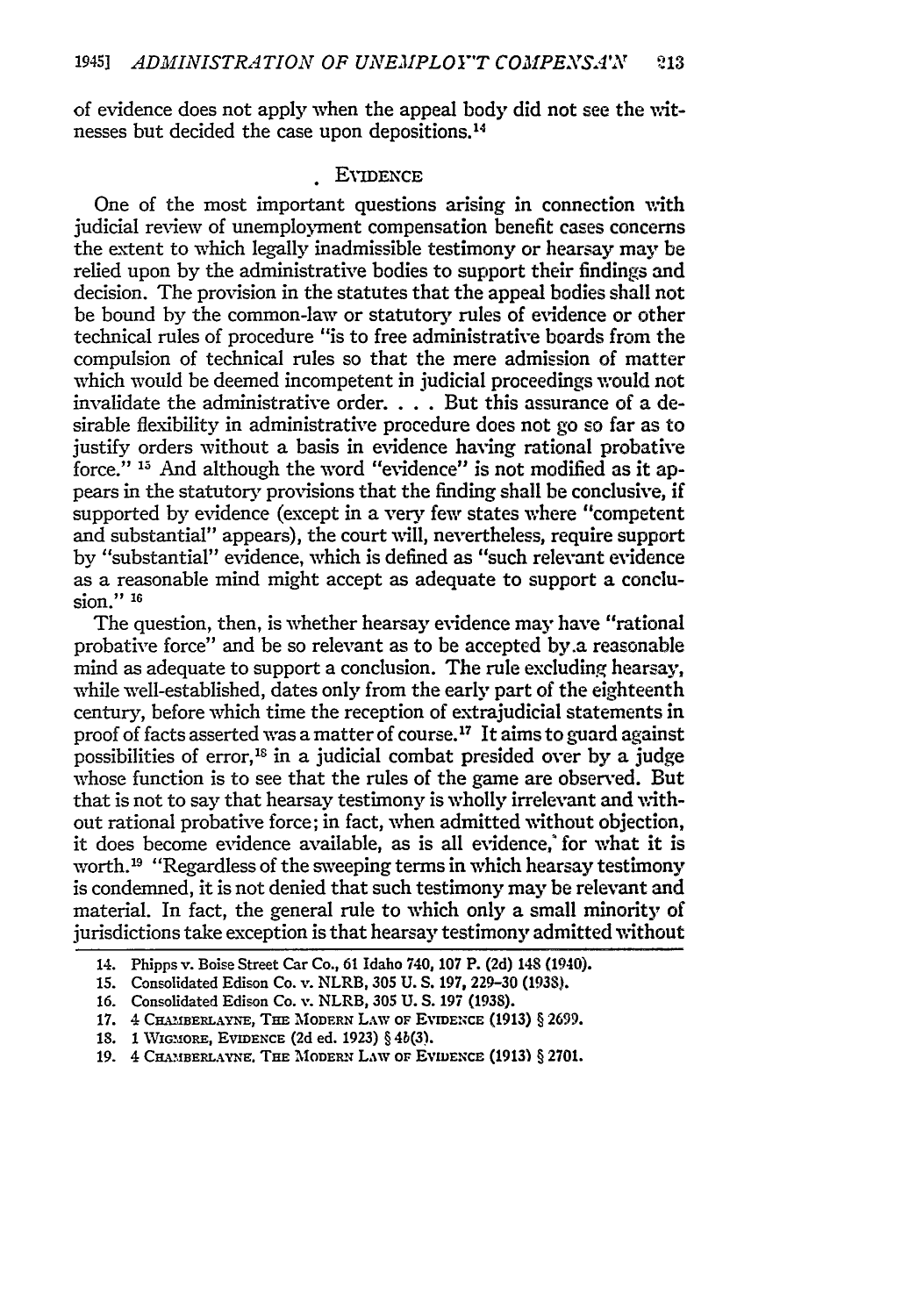of evidence does not apply when the appeal body did not see the witnesses but decided the case upon depositions.[14]

## EVIDENCE

One of the most important questions arising in connection with judicial review of unemployment compensation benefit cases concerns the extent to which legally inadmissible testimony or hearsay may be relied upon by the administrative bodies to support their findings and decision. The provision in the statutes that the appeal bodies shall not be bound by the common-law or statutory rules of evidence or other technical rules of procedure "is to free administrative boards from the compulsion of technical rules so that the mere admission of matter which would be deemed incompetent in judicial proceedings would not invalidate the administrative order. . . . But this assurance of a desirable flexibility in administrative procedure does not go so far as to justify orders without a basis in evidence having rational probative force."[15] And although the word "evidence" is not modified as it appears in the statutory provisions that the finding shall be conclusive, if supported by evidence (except in a very few states where "competent and substantial" appears), the court will, nevertheless, require support by "substantial" evidence, which is defined as "such relevant evidence as a reasonable mind might accept as adequate to support a conclusion."[16]

The question, then, is whether hearsay evidence may have "rational probative force" and be so relevant as to be accepted by a reasonable mind as adequate to support a conclusion. The rule excluding hearsay, while well-established, dates only from the early part of the eighteenth century, before which time the reception of extrajudicial statements in proof of facts asserted was a matter of course.[17] It aims to guard against possibilities of error,[18] in a judicial combat presided over by a judge whose function is to see that the rules of the game are observed. But that is not to say that hearsay testimony is wholly irrelevant and without rational probative force; in fact, when admitted without objection, it does become evidence available, as is all evidence, for what it is worth.[19] "Regardless of the sweeping terms in which hearsay testimony is condemned, it is not denied that such testimony may be relevant and material. In fact, the general rule to which only a small minority of jurisdictions take exception is that hearsay testimony admitted without

---

14. Phipps v. Boise Street Car Co., 61 Idaho 740, 107 P. (2d) 148 (1940).
15. Consolidated Edison Co. v. NLRB, 305 U. S. 197, 229–30 (1938).
16. Consolidated Edison Co. v. NLRB, 305 U. S. 197 (1938).
17. 4 CHAMBERLAYNE, THE MODERN LAW OF EVIDENCE (1913) § 2699.
18. 1 WIGMORE, EVIDENCE (2d ed. 1923) § 4b(3).
19. 4 CHAMBERLAYNE, THE MODERN LAW OF EVIDENCE (1913) § 2701.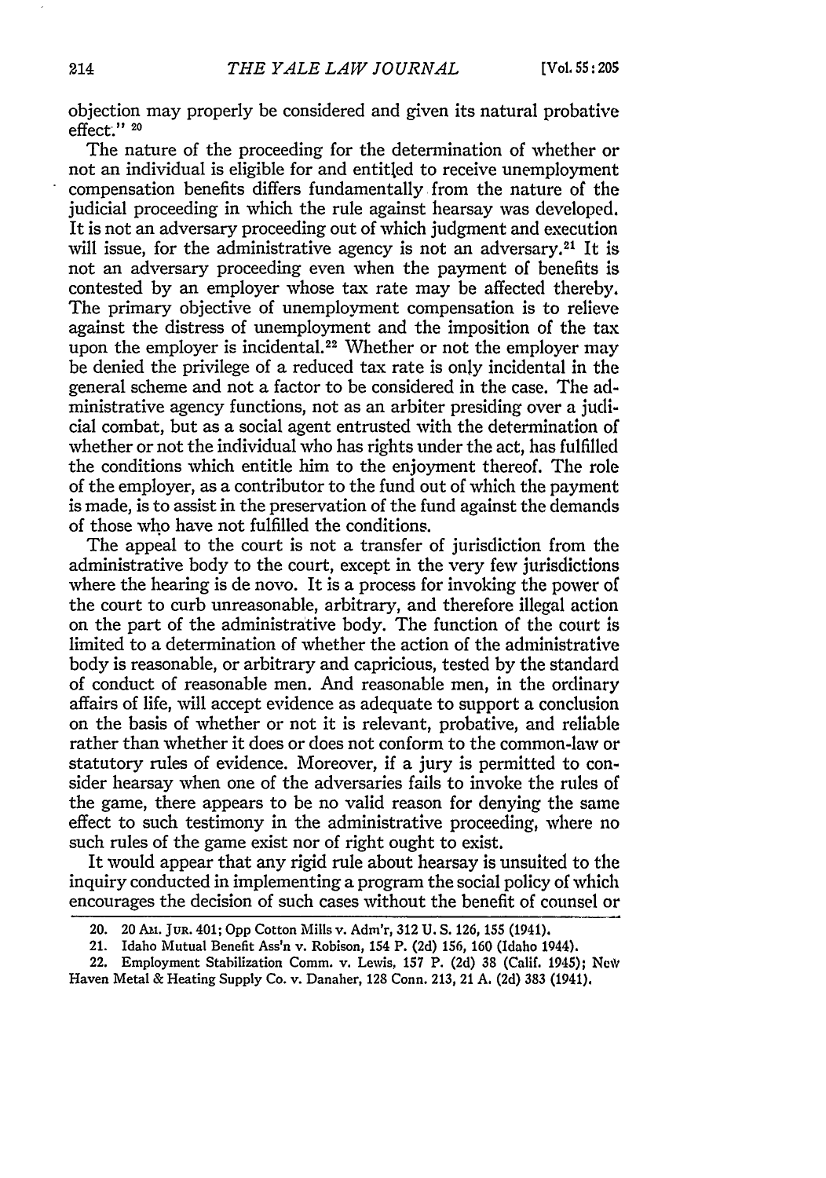objection may properly be considered and given its natural probative effect." [20]

The nature of the proceeding for the determination of whether or not an individual is eligible for and entitled to receive unemployment compensation benefits differs fundamentally from the nature of the judicial proceeding in which the rule against hearsay was developed. It is not an adversary proceeding out of which judgment and execution will issue, for the administrative agency is not an adversary.[21] It is not an adversary proceeding even when the payment of benefits is contested by an employer whose tax rate may be affected thereby. The primary objective of unemployment compensation is to relieve against the distress of unemployment and the imposition of the tax upon the employer is incidental.[22] Whether or not the employer may be denied the privilege of a reduced tax rate is only incidental in the general scheme and not a factor to be considered in the case. The administrative agency functions, not as an arbiter presiding over a judicial combat, but as a social agent entrusted with the determination of whether or not the individual who has rights under the act, has fulfilled the conditions which entitle him to the enjoyment thereof. The role of the employer, as a contributor to the fund out of which the payment is made, is to assist in the preservation of the fund against the demands of those who have not fulfilled the conditions.

The appeal to the court is not a transfer of jurisdiction from the administrative body to the court, except in the very few jurisdictions where the hearing is de novo. It is a process for invoking the power of the court to curb unreasonable, arbitrary, and therefore illegal action on the part of the administrative body. The function of the court is limited to a determination of whether the action of the administrative body is reasonable, or arbitrary and capricious, tested by the standard of conduct of reasonable men. And reasonable men, in the ordinary affairs of life, will accept evidence as adequate to support a conclusion on the basis of whether or not it is relevant, probative, and reliable rather than whether it does or does not conform to the common-law or statutory rules of evidence. Moreover, if a jury is permitted to consider hearsay when one of the adversaries fails to invoke the rules of the game, there appears to be no valid reason for denying the same effect to such testimony in the administrative proceeding, where no such rules of the game exist nor of right ought to exist.

It would appear that any rigid rule about hearsay is unsuited to the inquiry conducted in implementing a program the social policy of which encourages the decision of such cases without the benefit of counsel or

---

20. 20 AM. JUR. 401; Opp Cotton Mills v. Adm'r, 312 U. S. 126, 155 (1941).

21. Idaho Mutual Benefit Ass'n v. Robison, 154 P. (2d) 156, 160 (Idaho 1944).

22. Employment Stabilization Comm. v. Lewis, 157 P. (2d) 38 (Calif. 1945); New Haven Metal & Heating Supply Co. v. Danaher, 128 Conn. 213, 21 A. (2d) 383 (1941).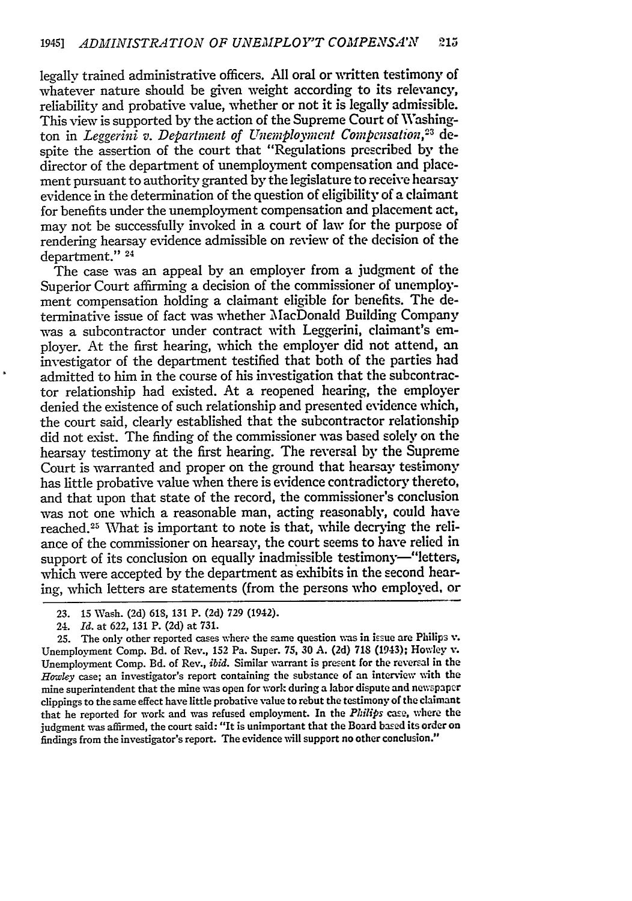legally trained administrative officers. All oral or written testimony of whatever nature should be given weight according to its relevancy, reliability and probative value, whether or not it is legally admissible. This view is supported by the action of the Supreme Court of Washington in *Leggerini v. Department of Unemployment Compensation*,[23] despite the assertion of the court that "Regulations prescribed by the director of the department of unemployment compensation and placement pursuant to authority granted by the legislature to receive hearsay evidence in the determination of the question of eligibility of a claimant for benefits under the unemployment compensation and placement act, may not be successfully invoked in a court of law for the purpose of rendering hearsay evidence admissible on review of the decision of the department." [24]

The case was an appeal by an employer from a judgment of the Superior Court affirming a decision of the commissioner of unemployment compensation holding a claimant eligible for benefits. The determinative issue of fact was whether MacDonald Building Company was a subcontractor under contract with Leggerini, claimant's employer. At the first hearing, which the employer did not attend, an investigator of the department testified that both of the parties had admitted to him in the course of his investigation that the subcontractor relationship had existed. At a reopened hearing, the employer denied the existence of such relationship and presented evidence which, the court said, clearly established that the subcontractor relationship did not exist. The finding of the commissioner was based solely on the hearsay testimony at the first hearing. The reversal by the Supreme Court is warranted and proper on the ground that hearsay testimony has little probative value when there is evidence contradictory thereto, and that upon that state of the record, the commissioner's conclusion was not one which a reasonable man, acting reasonably, could have reached.[25] What is important to note is that, while decrying the reliance of the commissioner on hearsay, the court seems to have relied in support of its conclusion on equally inadmissible testimony—"letters, which were accepted by the department as exhibits in the second hearing, which letters are statements (from the persons who employed, or

---

23. 15 Wash. (2d) 618, 131 P. (2d) 729 (1942).

24. *Id.* at 622, 131 P. (2d) at 731.

25. The only other reported cases where the same question was in issue are Philips v. Unemployment Comp. Bd. of Rev., 152 Pa. Super. 75, 30 A. (2d) 718 (1943); Howley v. Unemployment Comp. Bd. of Rev., *ibid.* Similar warrant is present for the reversal in the *Howley* case; an investigator's report containing the substance of an interview with the mine superintendent that the mine was open for work during a labor dispute and newspaper clippings to the same effect have little probative value to rebut the testimony of the claimant that he reported for work and was refused employment. In the *Philips* case, where the judgment was affirmed, the court said: "It is unimportant that the Board based its order on findings from the investigator's report. The evidence will support no other conclusion."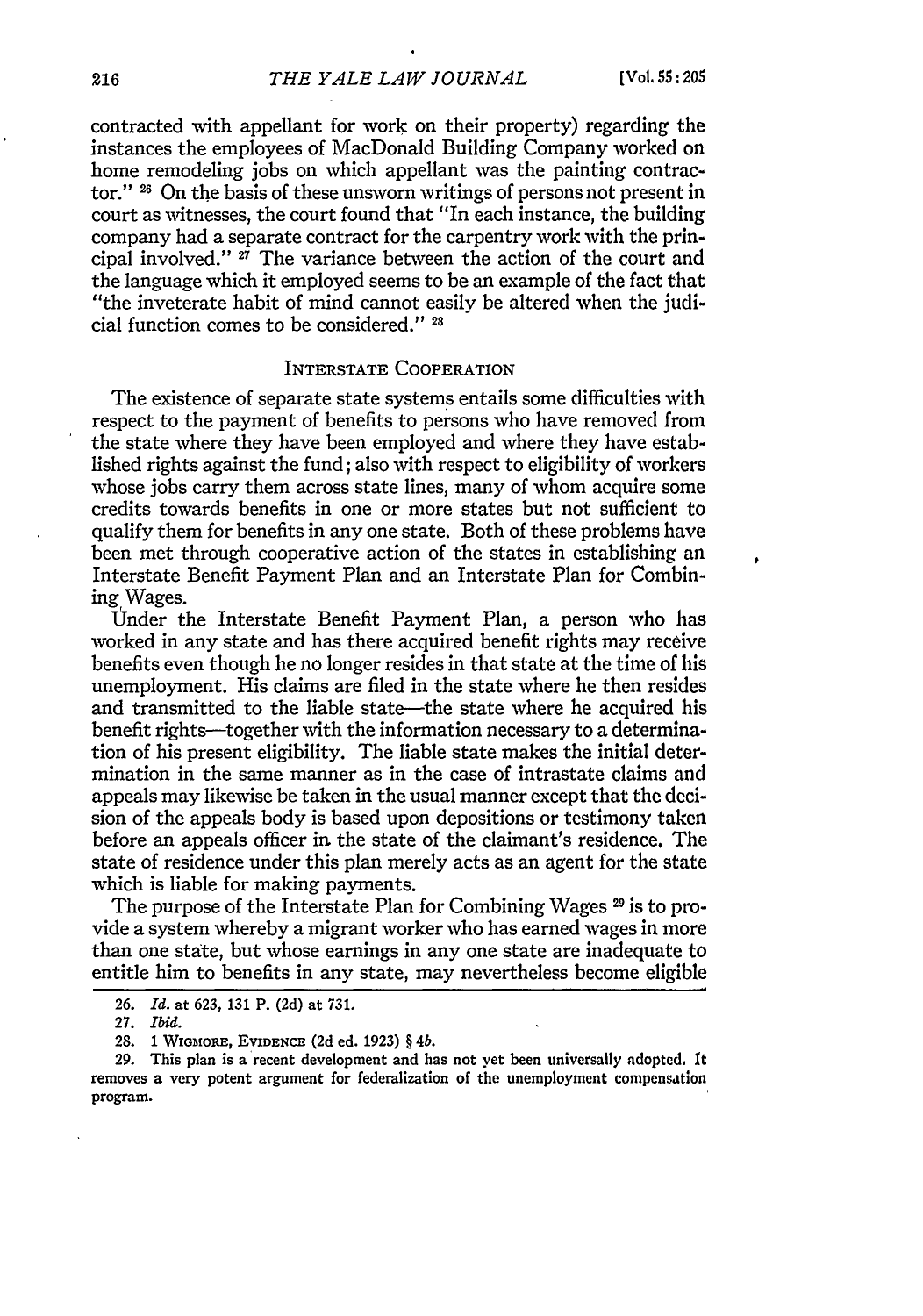contracted with appellant for work on their property) regarding the instances the employees of MacDonald Building Company worked on home remodeling jobs on which appellant was the painting contractor." [26] On the basis of these unsworn writings of persons not present in court as witnesses, the court found that "In each instance, the building company had a separate contract for the carpentry work with the principal involved." [27] The variance between the action of the court and the language which it employed seems to be an example of the fact that "the inveterate habit of mind cannot easily be altered when the judicial function comes to be considered." [28]

## INTERSTATE COOPERATION

The existence of separate state systems entails some difficulties with respect to the payment of benefits to persons who have removed from the state where they have been employed and where they have established rights against the fund; also with respect to eligibility of workers whose jobs carry them across state lines, many of whom acquire some credits towards benefits in one or more states but not sufficient to qualify them for benefits in any one state. Both of these problems have been met through cooperative action of the states in establishing an Interstate Benefit Payment Plan and an Interstate Plan for Combining Wages.

Under the Interstate Benefit Payment Plan, a person who has worked in any state and has there acquired benefit rights may receive benefits even though he no longer resides in that state at the time of his unemployment. His claims are filed in the state where he then resides and transmitted to the liable state—the state where he acquired his benefit rights—together with the information necessary to a determination of his present eligibility. The liable state makes the initial determination in the same manner as in the case of intrastate claims and appeals may likewise be taken in the usual manner except that the decision of the appeals body is based upon depositions or testimony taken before an appeals officer in the state of the claimant's residence. The state of residence under this plan merely acts as an agent for the state which is liable for making payments.

The purpose of the Interstate Plan for Combining Wages [29] is to provide a system whereby a migrant worker who has earned wages in more than one state, but whose earnings in any one state are inadequate to entitle him to benefits in any state, may nevertheless become eligible

---

26. *Id.* at 623, 131 P. (2d) at 731.

27. *Ibid.*

28. 1 WIGMORE, EVIDENCE (2d ed. 1923) § 4b.

29. This plan is a recent development and has not yet been universally adopted. It removes a very potent argument for federalization of the unemployment compensation program.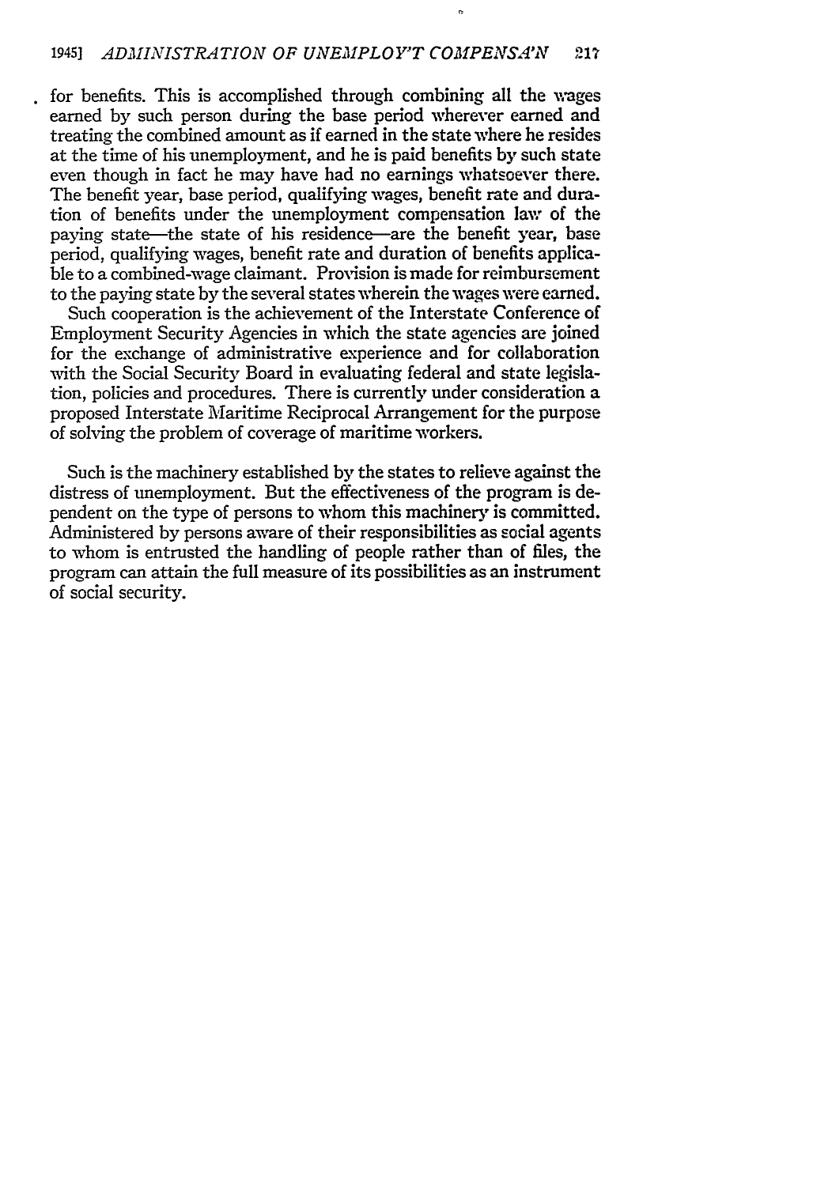for benefits. This is accomplished through combining all the wages earned by such person during the base period wherever earned and treating the combined amount as if earned in the state where he resides at the time of his unemployment, and he is paid benefits by such state even though in fact he may have had no earnings whatsoever there. The benefit year, base period, qualifying wages, benefit rate and duration of benefits under the unemployment compensation law of the paying state—the state of his residence—are the benefit year, base period, qualifying wages, benefit rate and duration of benefits applicable to a combined-wage claimant. Provision is made for reimbursement to the paying state by the several states wherein the wages were earned.

Such cooperation is the achievement of the Interstate Conference of Employment Security Agencies in which the state agencies are joined for the exchange of administrative experience and for collaboration with the Social Security Board in evaluating federal and state legislation, policies and procedures. There is currently under consideration a proposed Interstate Maritime Reciprocal Arrangement for the purpose of solving the problem of coverage of maritime workers.

Such is the machinery established by the states to relieve against the distress of unemployment. But the effectiveness of the program is dependent on the type of persons to whom this machinery is committed. Administered by persons aware of their responsibilities as social agents to whom is entrusted the handling of people rather than of files, the program can attain the full measure of its possibilities as an instrument of social security.